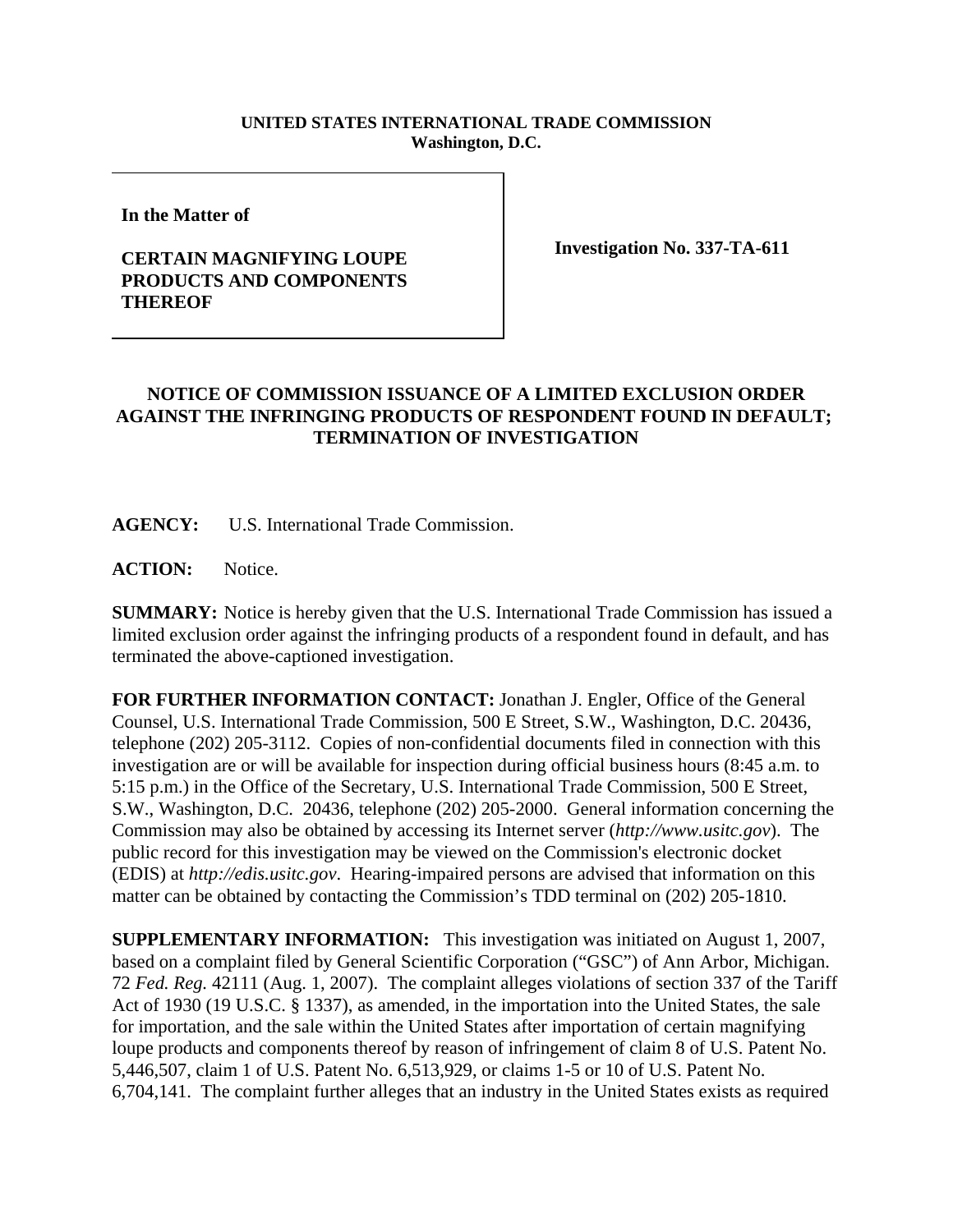**UNITED STATES INTERNATIONAL TRADE COMMISSION**
**Washington, D.C.**

**In the Matter of**

**CERTAIN MAGNIFYING LOUPE PRODUCTS AND COMPONENTS THEREOF**

**Investigation No. 337-TA-611**

## NOTICE OF COMMISSION ISSUANCE OF A LIMITED EXCLUSION ORDER AGAINST THE INFRINGING PRODUCTS OF RESPONDENT FOUND IN DEFAULT; TERMINATION OF INVESTIGATION

**AGENCY:** U.S. International Trade Commission.

**ACTION:** Notice.

**SUMMARY:** Notice is hereby given that the U.S. International Trade Commission has issued a limited exclusion order against the infringing products of a respondent found in default, and has terminated the above-captioned investigation.

**FOR FURTHER INFORMATION CONTACT:** Jonathan J. Engler, Office of the General Counsel, U.S. International Trade Commission, 500 E Street, S.W., Washington, D.C. 20436, telephone (202) 205-3112. Copies of non-confidential documents filed in connection with this investigation are or will be available for inspection during official business hours (8:45 a.m. to 5:15 p.m.) in the Office of the Secretary, U.S. International Trade Commission, 500 E Street, S.W., Washington, D.C. 20436, telephone (202) 205-2000. General information concerning the Commission may also be obtained by accessing its Internet server (*http://www.usitc.gov*). The public record for this investigation may be viewed on the Commission's electronic docket (EDIS) at *http://edis.usitc.gov*. Hearing-impaired persons are advised that information on this matter can be obtained by contacting the Commission's TDD terminal on (202) 205-1810.

**SUPPLEMENTARY INFORMATION:** This investigation was initiated on August 1, 2007, based on a complaint filed by General Scientific Corporation ("GSC") of Ann Arbor, Michigan. 72 *Fed. Reg.* 42111 (Aug. 1, 2007). The complaint alleges violations of section 337 of the Tariff Act of 1930 (19 U.S.C. § 1337), as amended, in the importation into the United States, the sale for importation, and the sale within the United States after importation of certain magnifying loupe products and components thereof by reason of infringement of claim 8 of U.S. Patent No. 5,446,507, claim 1 of U.S. Patent No. 6,513,929, or claims 1-5 or 10 of U.S. Patent No. 6,704,141. The complaint further alleges that an industry in the United States exists as required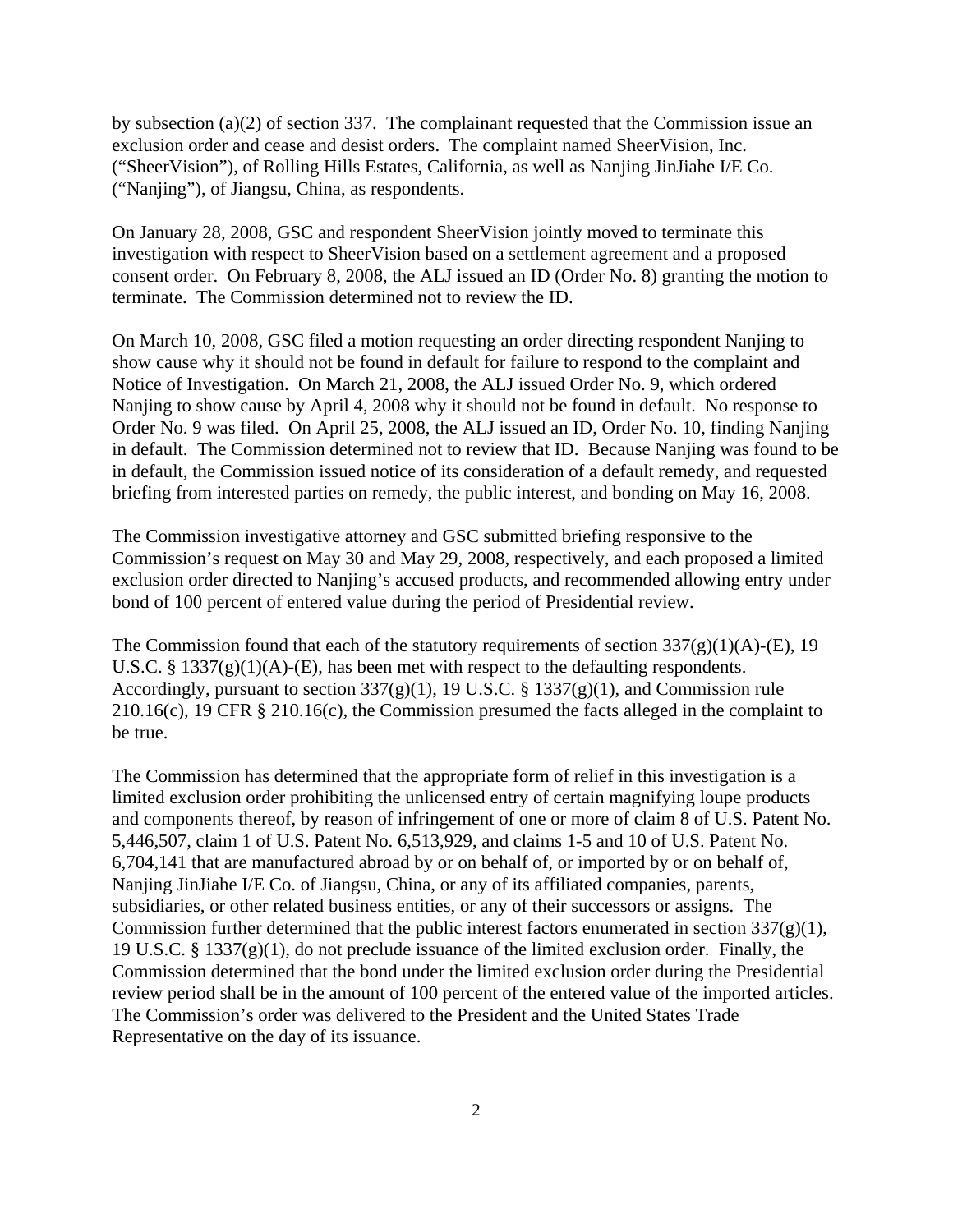by subsection (a)(2) of section 337. The complainant requested that the Commission issue an exclusion order and cease and desist orders. The complaint named SheerVision, Inc. ("SheerVision"), of Rolling Hills Estates, California, as well as Nanjing JinJiahe I/E Co. ("Nanjing"), of Jiangsu, China, as respondents.

On January 28, 2008, GSC and respondent SheerVision jointly moved to terminate this investigation with respect to SheerVision based on a settlement agreement and a proposed consent order. On February 8, 2008, the ALJ issued an ID (Order No. 8) granting the motion to terminate. The Commission determined not to review the ID.

On March 10, 2008, GSC filed a motion requesting an order directing respondent Nanjing to show cause why it should not be found in default for failure to respond to the complaint and Notice of Investigation. On March 21, 2008, the ALJ issued Order No. 9, which ordered Nanjing to show cause by April 4, 2008 why it should not be found in default. No response to Order No. 9 was filed. On April 25, 2008, the ALJ issued an ID, Order No. 10, finding Nanjing in default. The Commission determined not to review that ID. Because Nanjing was found to be in default, the Commission issued notice of its consideration of a default remedy, and requested briefing from interested parties on remedy, the public interest, and bonding on May 16, 2008.

The Commission investigative attorney and GSC submitted briefing responsive to the Commission's request on May 30 and May 29, 2008, respectively, and each proposed a limited exclusion order directed to Nanjing's accused products, and recommended allowing entry under bond of 100 percent of entered value during the period of Presidential review.

The Commission found that each of the statutory requirements of section 337(g)(1)(A)-(E), 19 U.S.C. § 1337(g)(1)(A)-(E), has been met with respect to the defaulting respondents. Accordingly, pursuant to section 337(g)(1), 19 U.S.C. § 1337(g)(1), and Commission rule 210.16(c), 19 CFR § 210.16(c), the Commission presumed the facts alleged in the complaint to be true.

The Commission has determined that the appropriate form of relief in this investigation is a limited exclusion order prohibiting the unlicensed entry of certain magnifying loupe products and components thereof, by reason of infringement of one or more of claim 8 of U.S. Patent No. 5,446,507, claim 1 of U.S. Patent No. 6,513,929, and claims 1-5 and 10 of U.S. Patent No. 6,704,141 that are manufactured abroad by or on behalf of, or imported by or on behalf of, Nanjing JinJiahe I/E Co. of Jiangsu, China, or any of its affiliated companies, parents, subsidiaries, or other related business entities, or any of their successors or assigns. The Commission further determined that the public interest factors enumerated in section 337(g)(1), 19 U.S.C. § 1337(g)(1), do not preclude issuance of the limited exclusion order. Finally, the Commission determined that the bond under the limited exclusion order during the Presidential review period shall be in the amount of 100 percent of the entered value of the imported articles. The Commission's order was delivered to the President and the United States Trade Representative on the day of its issuance.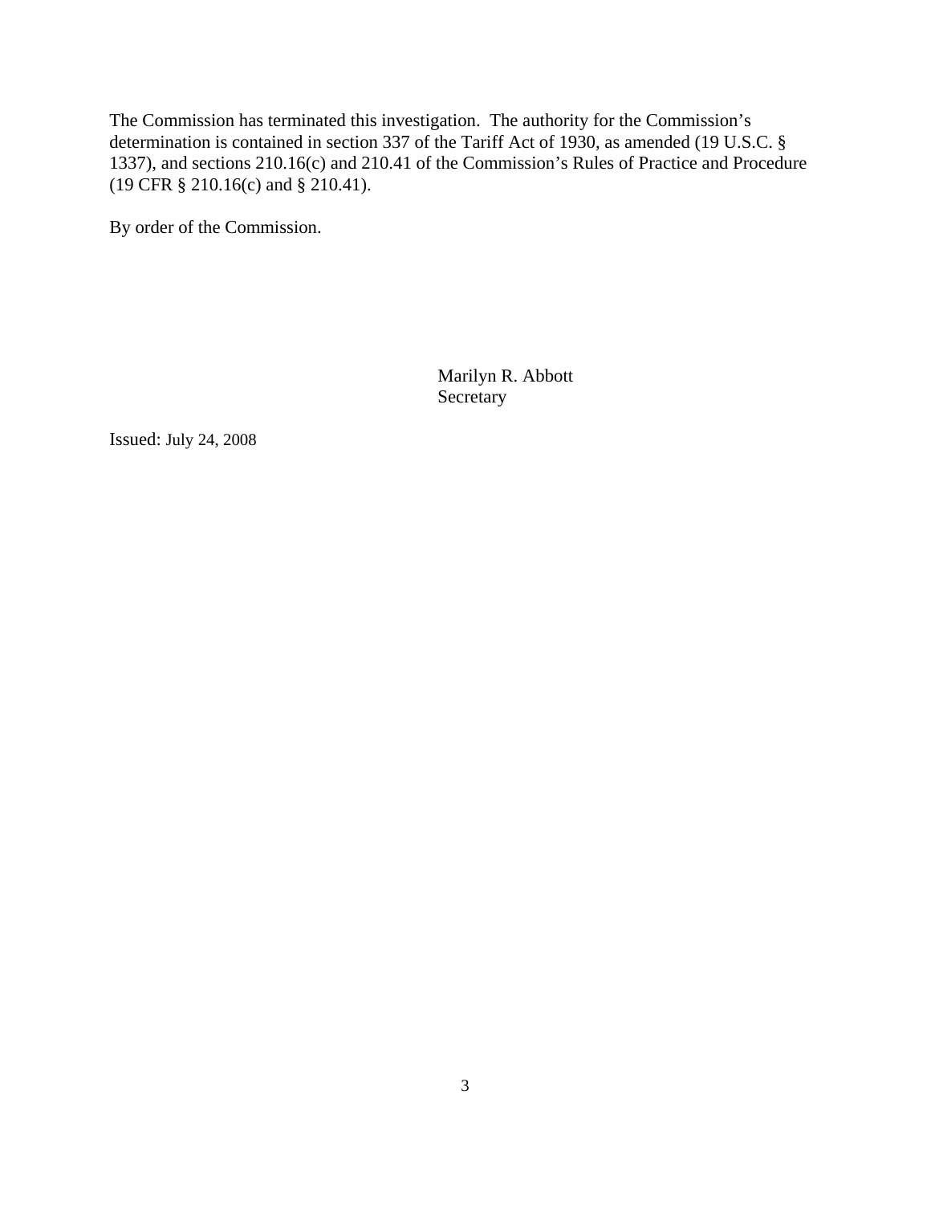The Commission has terminated this investigation. The authority for the Commission's determination is contained in section 337 of the Tariff Act of 1930, as amended (19 U.S.C. § 1337), and sections 210.16(c) and 210.41 of the Commission's Rules of Practice and Procedure (19 CFR § 210.16(c) and § 210.41).

By order of the Commission.

Marilyn R. Abbott
Secretary

Issued: July 24, 2008